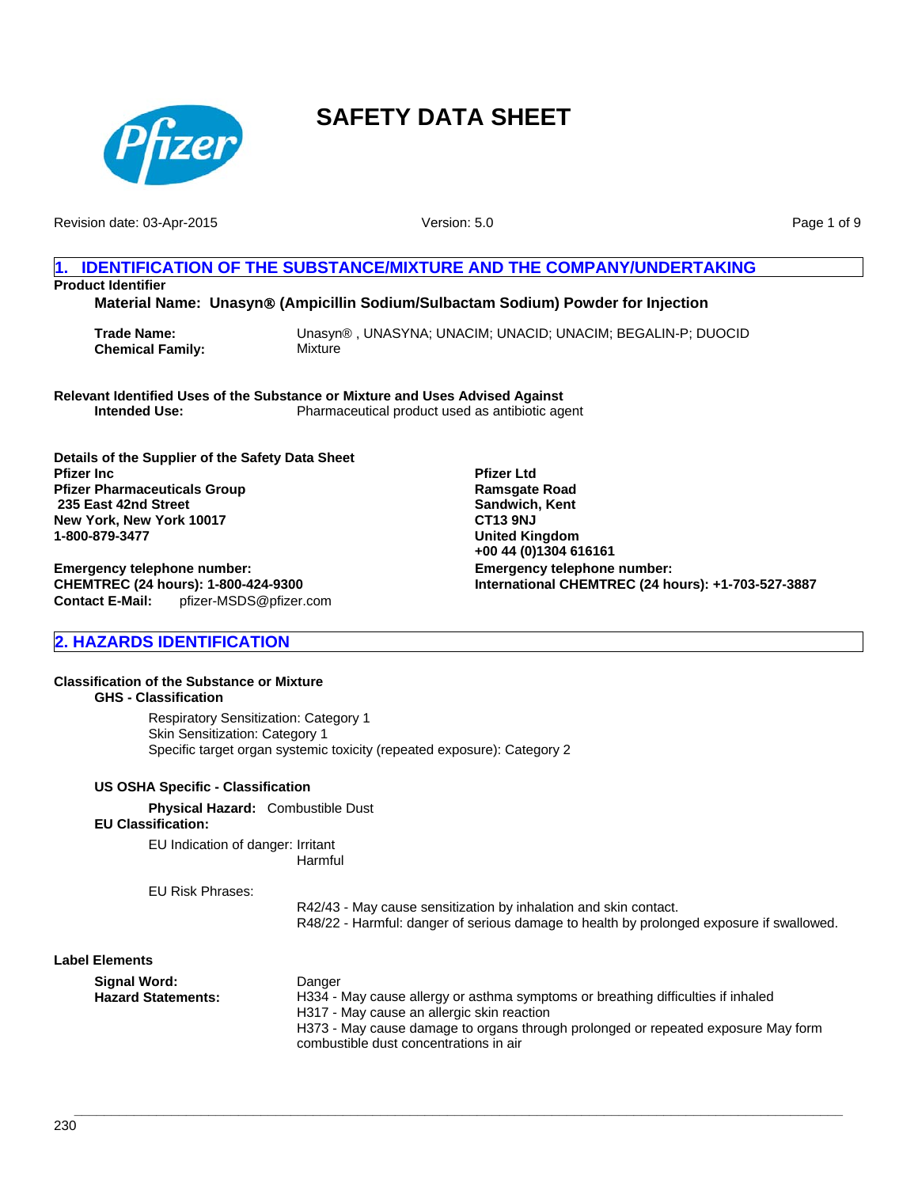# SAFETY DATA SHEET

Revision date: 03-Apr-2015

Version: 5.0

## 1. IDENTIFICATION OF THE SUBSTANCE/MIXTURE AND THE COMPANY/UNDERTAKING

**Product Identifier**

**Material Name: Unasyn® (Ampicillin Sodium/Sulbactam Sodium) Powder for Injection**

**Trade Name:** Unasyn® , UNASYNA; UNACIM; UNACID; UNACIM; BEGALIN-P; DUOCID

**Chemical Family:** Mixture

**Relevant Identified Uses of the Substance or Mixture and Uses Advised Against**

**Intended Use:** Pharmaceutical product used as antibiotic agent

**Details of the Supplier of the Safety Data Sheet**

**Pfizer Inc**
**Pfizer Pharmaceuticals Group**
**235 East 42nd Street**
**New York, New York 10017**
**1-800-879-3477**

**Emergency telephone number:**
**CHEMTREC (24 hours): 1-800-424-9300**
**Contact E-Mail:** pfizer-MSDS@pfizer.com

**Pfizer Ltd**
**Ramsgate Road**
**Sandwich, Kent**
**CT13 9NJ**
**United Kingdom**
**+00 44 (0)1304 616161**

**Emergency telephone number:**
**International CHEMTREC (24 hours): +1-703-527-3887**

## 2. HAZARDS IDENTIFICATION

**Classification of the Substance or Mixture**

**GHS - Classification**

Respiratory Sensitization: Category 1
Skin Sensitization: Category 1
Specific target organ systemic toxicity (repeated exposure): Category 2

**US OSHA Specific - Classification**

**Physical Hazard:** Combustible Dust

**EU Classification:**

EU Indication of danger: Irritant
Harmful

EU Risk Phrases:

R42/43 - May cause sensitization by inhalation and skin contact.
R48/22 - Harmful: danger of serious damage to health by prolonged exposure if swallowed.

**Label Elements**

**Signal Word:** Danger

**Hazard Statements:**
H334 - May cause allergy or asthma symptoms or breathing difficulties if inhaled
H317 - May cause an allergic skin reaction
H373 - May cause damage to organs through prolonged or repeated exposure May form combustible dust concentrations in air

230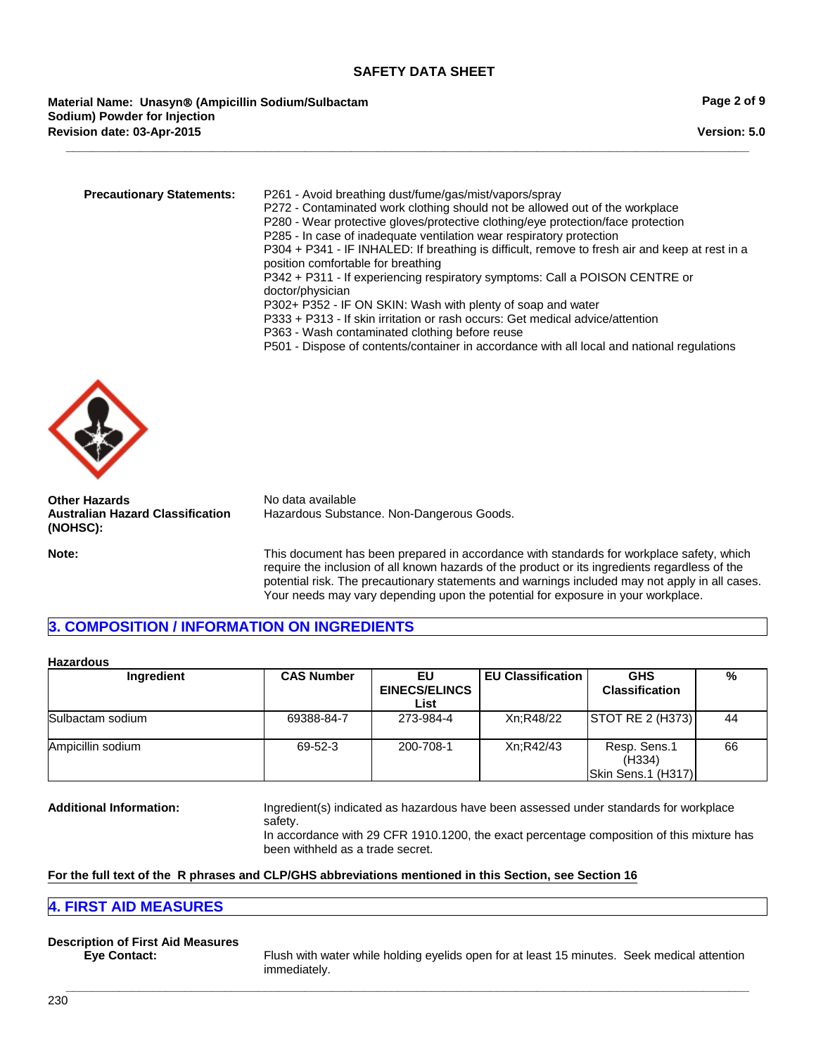**Precautionary Statements:**

P261 - Avoid breathing dust/fume/gas/mist/vapors/spray
P272 - Contaminated work clothing should not be allowed out of the workplace
P280 - Wear protective gloves/protective clothing/eye protection/face protection
P285 - In case of inadequate ventilation wear respiratory protection
P304 + P341 - IF INHALED: If breathing is difficult, remove to fresh air and keep at rest in a position comfortable for breathing
P342 + P311 - If experiencing respiratory symptoms: Call a POISON CENTRE or doctor/physician
P302+ P352 - IF ON SKIN: Wash with plenty of soap and water
P333 + P313 - If skin irritation or rash occurs: Get medical advice/attention
P363 - Wash contaminated clothing before reuse
P501 - Dispose of contents/container in accordance with all local and national regulations

**Other Hazards** No data available

**Australian Hazard Classification (NOHSC):** Hazardous Substance. Non-Dangerous Goods.

**Note:** This document has been prepared in accordance with standards for workplace safety, which require the inclusion of all known hazards of the product or its ingredients regardless of the potential risk. The precautionary statements and warnings included may not apply in all cases. Your needs may vary depending upon the potential for exposure in your workplace.

## 3. COMPOSITION / INFORMATION ON INGREDIENTS

**Hazardous**

| Ingredient | CAS Number | EU EINECS/ELINCS List | EU Classification | GHS Classification | % |
|---|---|---|---|---|---|
| Sulbactam sodium | 69388-84-7 | 273-984-4 | Xn;R48/22 | STOT RE 2 (H373) | 44 |
| Ampicillin sodium | 69-52-3 | 200-708-1 | Xn;R42/43 | Resp. Sens.1 (H334) Skin Sens.1 (H317) | 66 |

**Additional Information:** Ingredient(s) indicated as hazardous have been assessed under standards for workplace safety.
In accordance with 29 CFR 1910.1200, the exact percentage composition of this mixture has been withheld as a trade secret.

**For the full text of the R phrases and CLP/GHS abbreviations mentioned in this Section, see Section 16**

## 4. FIRST AID MEASURES

**Description of First Aid Measures**

**Eye Contact:** Flush with water while holding eyelids open for at least 15 minutes. Seek medical attention immediately.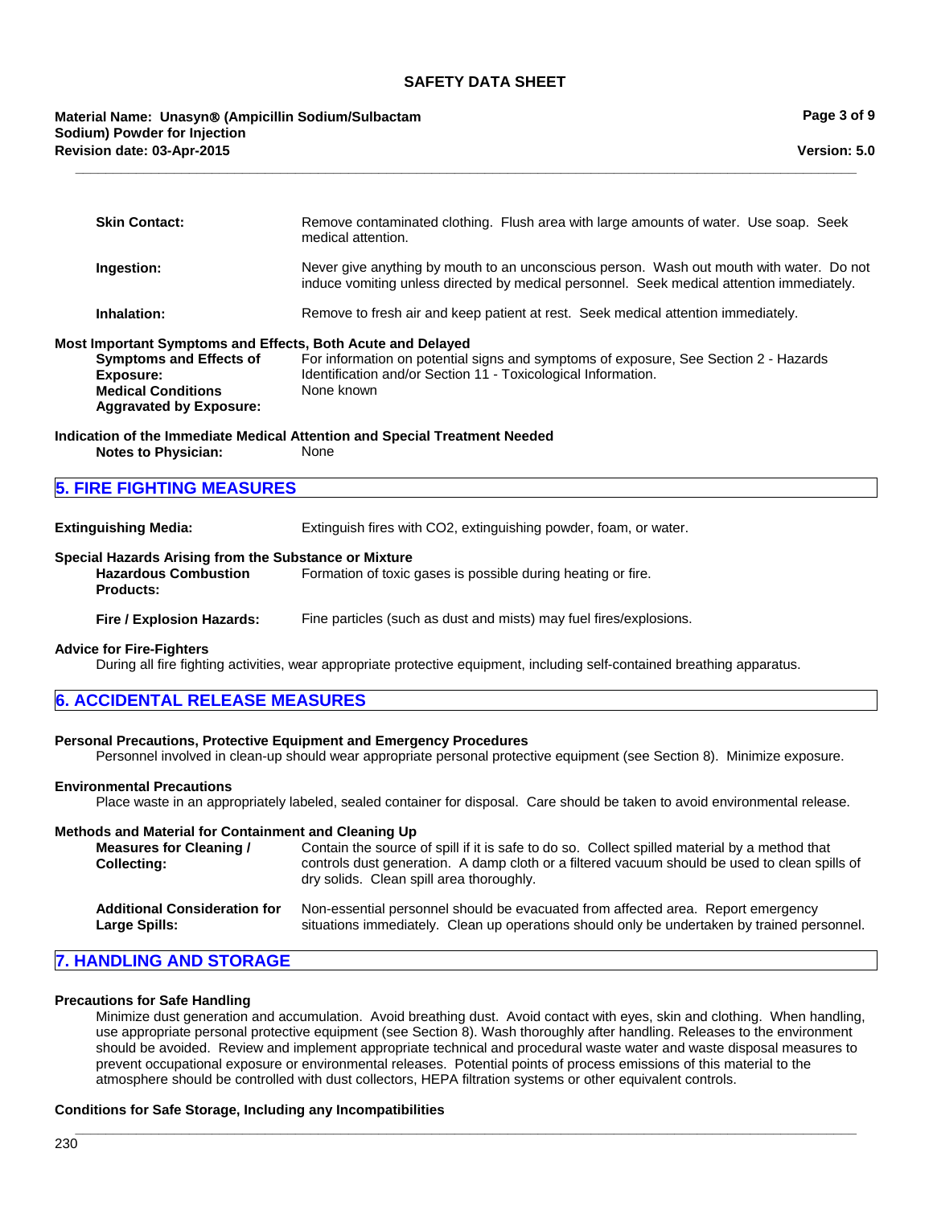**Skin Contact:** Remove contaminated clothing. Flush area with large amounts of water. Use soap. Seek medical attention.

**Ingestion:** Never give anything by mouth to an unconscious person. Wash out mouth with water. Do not induce vomiting unless directed by medical personnel. Seek medical attention immediately.

**Inhalation:** Remove to fresh air and keep patient at rest. Seek medical attention immediately.

**Most Important Symptoms and Effects, Both Acute and Delayed**

**Symptoms and Effects of Exposure:** For information on potential signs and symptoms of exposure, See Section 2 - Hazards Identification and/or Section 11 - Toxicological Information.

**Medical Conditions Aggravated by Exposure:** None known

**Indication of the Immediate Medical Attention and Special Treatment Needed**

**Notes to Physician:** None

## 5. FIRE FIGHTING MEASURES

**Extinguishing Media:** Extinguish fires with $CO_2$, extinguishing powder, foam, or water.

**Special Hazards Arising from the Substance or Mixture**

**Hazardous Combustion Products:** Formation of toxic gases is possible during heating or fire.

**Fire / Explosion Hazards:** Fine particles (such as dust and mists) may fuel fires/explosions.

**Advice for Fire-Fighters**

During all fire fighting activities, wear appropriate protective equipment, including self-contained breathing apparatus.

## 6. ACCIDENTAL RELEASE MEASURES

**Personal Precautions, Protective Equipment and Emergency Procedures**

Personnel involved in clean-up should wear appropriate personal protective equipment (see Section 8). Minimize exposure.

**Environmental Precautions**

Place waste in an appropriately labeled, sealed container for disposal. Care should be taken to avoid environmental release.

**Methods and Material for Containment and Cleaning Up**

**Measures for Cleaning / Collecting:** Contain the source of spill if it is safe to do so. Collect spilled material by a method that controls dust generation. A damp cloth or a filtered vacuum should be used to clean spills of dry solids. Clean spill area thoroughly.

**Additional Consideration for Large Spills:** Non-essential personnel should be evacuated from affected area. Report emergency situations immediately. Clean up operations should only be undertaken by trained personnel.

## 7. HANDLING AND STORAGE

**Precautions for Safe Handling**

Minimize dust generation and accumulation. Avoid breathing dust. Avoid contact with eyes, skin and clothing. When handling, use appropriate personal protective equipment (see Section 8). Wash thoroughly after handling. Releases to the environment should be avoided. Review and implement appropriate technical and procedural waste water and waste disposal measures to prevent occupational exposure or environmental releases. Potential points of process emissions of this material to the atmosphere should be controlled with dust collectors, HEPA filtration systems or other equivalent controls.

**Conditions for Safe Storage, Including any Incompatibilities**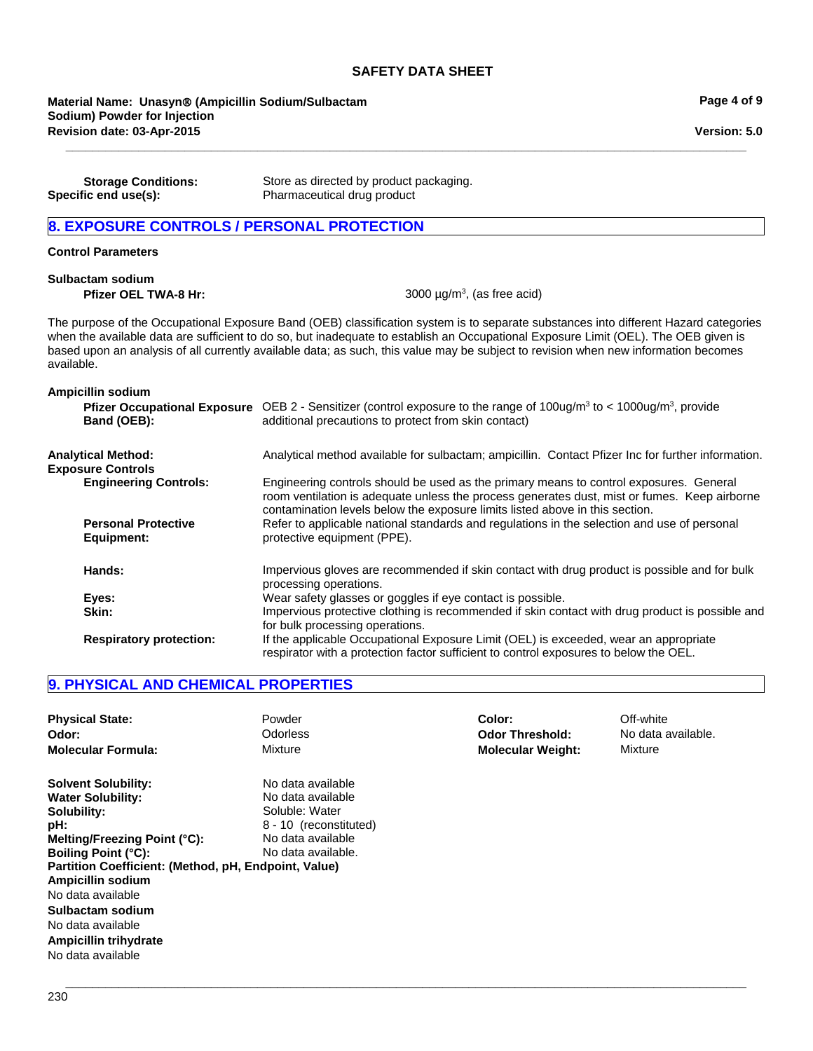**Storage Conditions:** Store as directed by product packaging.
**Specific end use(s):** Pharmaceutical drug product

## 8. EXPOSURE CONTROLS / PERSONAL PROTECTION

**Control Parameters**

**Sulbactam sodium**
**Pfizer OEL TWA-8 Hr:** 3000 µg/m³, (as free acid)

The purpose of the Occupational Exposure Band (OEB) classification system is to separate substances into different Hazard categories when the available data are sufficient to do so, but inadequate to establish an Occupational Exposure Limit (OEL). The OEB given is based upon an analysis of all currently available data; as such, this value may be subject to revision when new information becomes available.

**Ampicillin sodium**
**Pfizer Occupational Exposure Band (OEB):** OEB 2 - Sensitizer (control exposure to the range of 100ug/m³ to < 1000ug/m³, provide additional precautions to protect from skin contact)

**Analytical Method:** Analytical method available for sulbactam; ampicillin. Contact Pfizer Inc for further information.

**Exposure Controls**

**Engineering Controls:** Engineering controls should be used as the primary means to control exposures. General room ventilation is adequate unless the process generates dust, mist or fumes. Keep airborne contamination levels below the exposure limits listed above in this section.

**Personal Protective Equipment:** Refer to applicable national standards and regulations in the selection and use of personal protective equipment (PPE).

**Hands:** Impervious gloves are recommended if skin contact with drug product is possible and for bulk processing operations.

**Eyes:** Wear safety glasses or goggles if eye contact is possible.

**Skin:** Impervious protective clothing is recommended if skin contact with drug product is possible and for bulk processing operations.

**Respiratory protection:** If the applicable Occupational Exposure Limit (OEL) is exceeded, wear an appropriate respirator with a protection factor sufficient to control exposures to below the OEL.

## 9. PHYSICAL AND CHEMICAL PROPERTIES

**Physical State:** Powder
**Color:** Off-white
**Odor:** Odorless
**Odor Threshold:** No data available.
**Molecular Formula:** Mixture
**Molecular Weight:** Mixture

**Solvent Solubility:** No data available
**Water Solubility:** No data available
**Solubility:** Soluble: Water
**pH:** 8 - 10 (reconstituted)
**Melting/Freezing Point (°C):** No data available
**Boiling Point (°C):** No data available.
**Partition Coefficient: (Method, pH, Endpoint, Value)**
**Ampicillin sodium**
No data available
**Sulbactam sodium**
No data available
**Ampicillin trihydrate**
No data available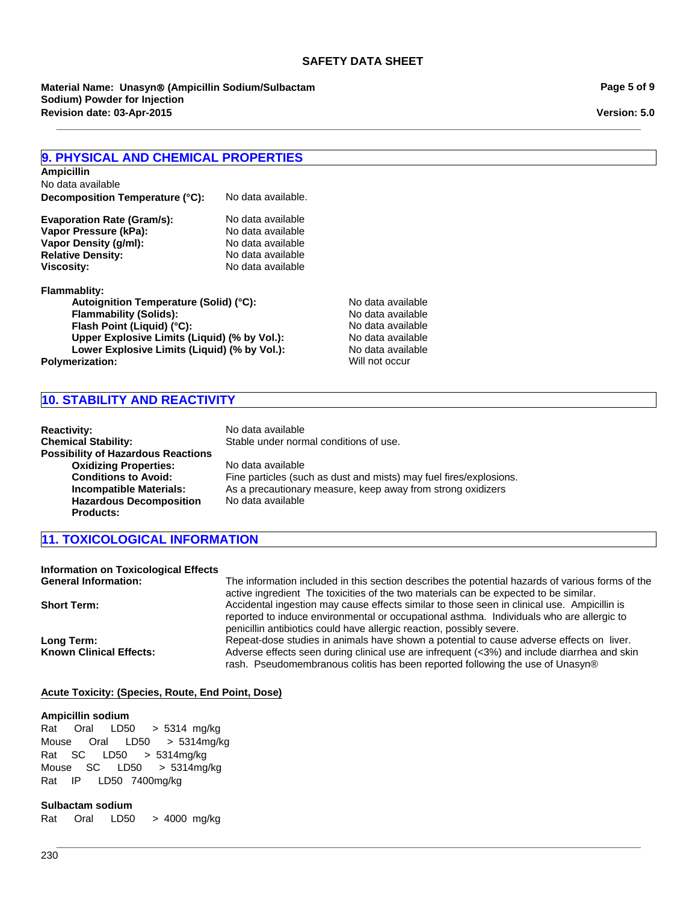## 9. PHYSICAL AND CHEMICAL PROPERTIES

**Ampicillin**

No data available

**Decomposition Temperature (°C):** No data available.

**Evaporation Rate (Gram/s):** No data available
**Vapor Pressure (kPa):** No data available
**Vapor Density (g/ml):** No data available
**Relative Density:** No data available
**Viscosity:** No data available

**Flammablity:**
- **Autoignition Temperature (Solid) (°C):** No data available
- **Flammability (Solids):** No data available
- **Flash Point (Liquid) (°C):** No data available
- **Upper Explosive Limits (Liquid) (% by Vol.):** No data available
- **Lower Explosive Limits (Liquid) (% by Vol.):** No data available

**Polymerization:** Will not occur

## 10. STABILITY AND REACTIVITY

**Reactivity:** No data available
**Chemical Stability:** Stable under normal conditions of use.
**Possibility of Hazardous Reactions**
- **Oxidizing Properties:** No data available
- **Conditions to Avoid:** Fine particles (such as dust and mists) may fuel fires/explosions.
- **Incompatible Materials:** As a precautionary measure, keep away from strong oxidizers
- **Hazardous Decomposition Products:** No data available

## 11. TOXICOLOGICAL INFORMATION

**Information on Toxicological Effects**

**General Information:** The information included in this section describes the potential hazards of various forms of the active ingredient The toxicities of the two materials can be expected to be similar.

**Short Term:** Accidental ingestion may cause effects similar to those seen in clinical use. Ampicillin is reported to induce environmental or occupational asthma. Individuals who are allergic to penicillin antibiotics could have allergic reaction, possibly severe.

**Long Term:** Repeat-dose studies in animals have shown a potential to cause adverse effects on liver.

**Known Clinical Effects:** Adverse effects seen during clinical use are infrequent (<3%) and include diarrhea and skin rash. Pseudomembranous colitis has been reported following the use of Unasyn®

**Acute Toxicity: (Species, Route, End Point, Dose)**

**Ampicillin sodium**

Rat Oral LD50 > 5314 mg/kg
Mouse Oral LD50 > 5314mg/kg
Rat SC LD50 > 5314mg/kg
Mouse SC LD50 > 5314mg/kg
Rat IP LD50 7400mg/kg

**Sulbactam sodium**

Rat Oral LD50 > 4000 mg/kg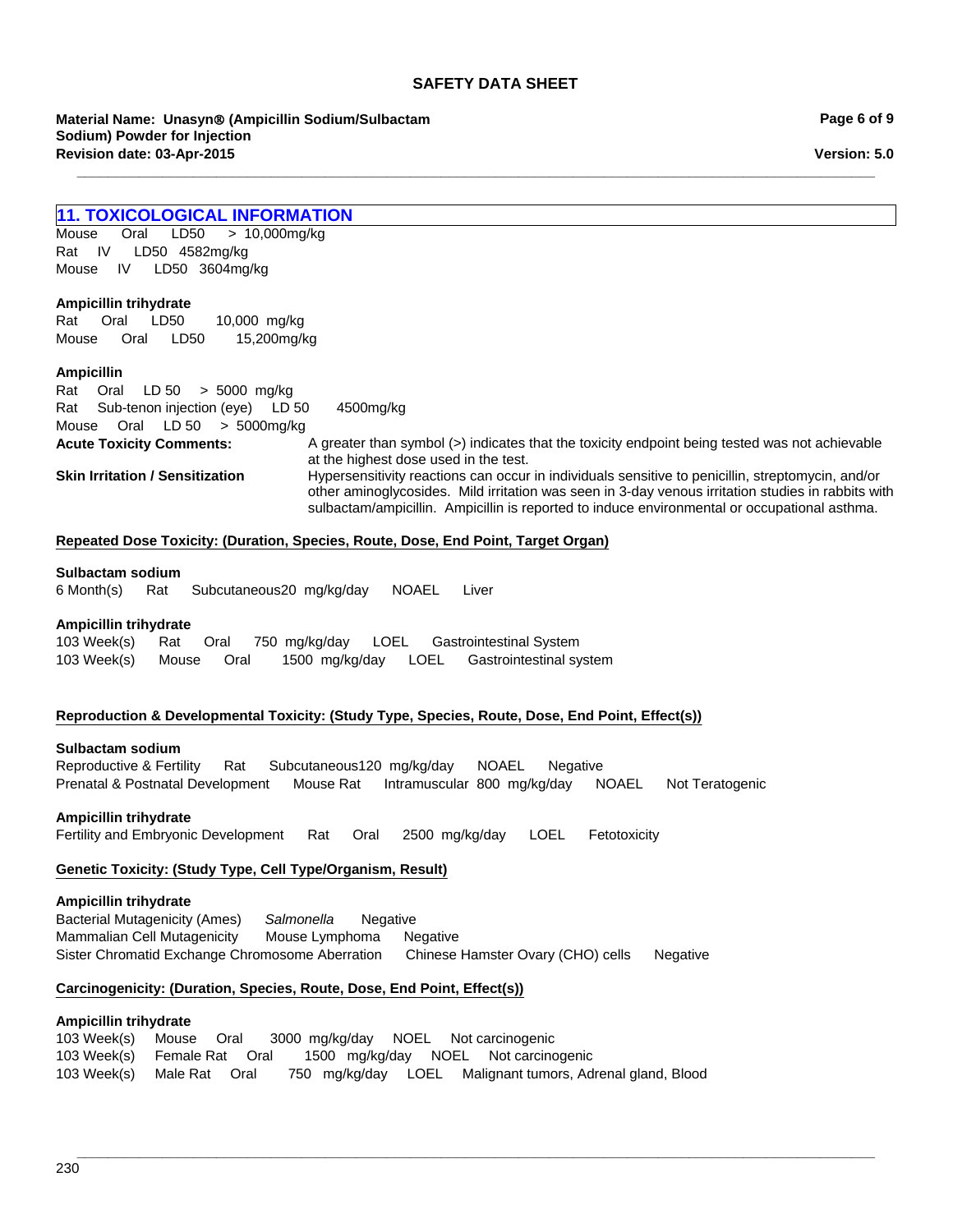## 11. TOXICOLOGICAL INFORMATION

Mouse Oral LD50 > 10,000mg/kg
Rat IV LD50 4582mg/kg
Mouse IV LD50 3604mg/kg

**Ampicillin trihydrate**
Rat Oral LD50 10,000 mg/kg
Mouse Oral LD50 15,200mg/kg

**Ampicillin**
Rat Oral LD 50 > 5000 mg/kg
Rat Sub-tenon injection (eye) LD 50 4500mg/kg
Mouse Oral LD 50 > 5000mg/kg

**Acute Toxicity Comments:** A greater than symbol (>) indicates that the toxicity endpoint being tested was not achievable at the highest dose used in the test.

**Skin Irritation / Sensitization** Hypersensitivity reactions can occur in individuals sensitive to penicillin, streptomycin, and/or other aminoglycosides. Mild irritation was seen in 3-day venous irritation studies in rabbits with sulbactam/ampicillin. Ampicillin is reported to induce environmental or occupational asthma.

**Repeated Dose Toxicity: (Duration, Species, Route, Dose, End Point, Target Organ)**

**Sulbactam sodium**
6 Month(s) Rat Subcutaneous 20 mg/kg/day NOAEL Liver

**Ampicillin trihydrate**
103 Week(s) Rat Oral 750 mg/kg/day LOEL Gastrointestinal System
103 Week(s) Mouse Oral 1500 mg/kg/day LOEL Gastrointestinal system

**Reproduction & Developmental Toxicity: (Study Type, Species, Route, Dose, End Point, Effect(s))**

**Sulbactam sodium**
Reproductive & Fertility Rat Subcutaneous 120 mg/kg/day NOAEL Negative
Prenatal & Postnatal Development Mouse Rat Intramuscular 800 mg/kg/day NOAEL Not Teratogenic

**Ampicillin trihydrate**
Fertility and Embryonic Development Rat Oral 2500 mg/kg/day LOEL Fetotoxicity

**Genetic Toxicity: (Study Type, Cell Type/Organism, Result)**

**Ampicillin trihydrate**
Bacterial Mutagenicity (Ames) *Salmonella* Negative
Mammalian Cell Mutagenicity Mouse Lymphoma Negative
Sister Chromatid Exchange Chromosome Aberration Chinese Hamster Ovary (CHO) cells Negative

**Carcinogenicity: (Duration, Species, Route, Dose, End Point, Effect(s))**

**Ampicillin trihydrate**
103 Week(s) Mouse Oral 3000 mg/kg/day NOEL Not carcinogenic
103 Week(s) Female Rat Oral 1500 mg/kg/day NOEL Not carcinogenic
103 Week(s) Male Rat Oral 750 mg/kg/day LOEL Malignant tumors, Adrenal gland, Blood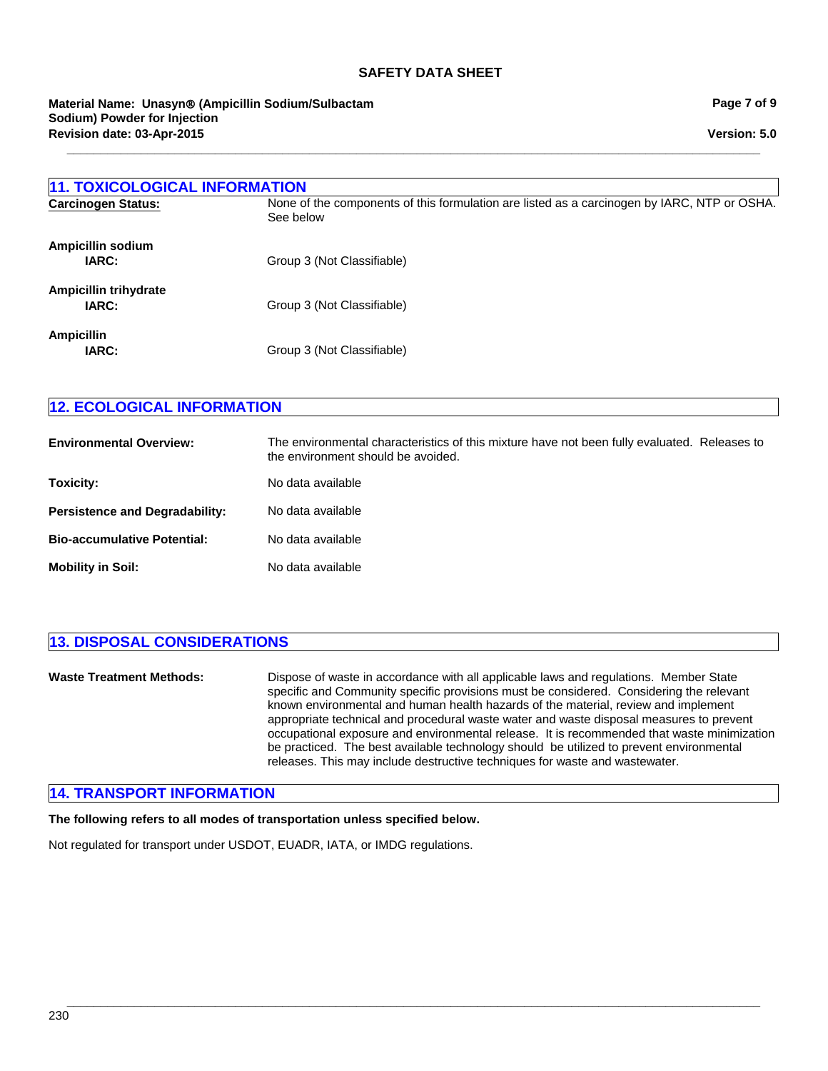## 11. TOXICOLOGICAL INFORMATION

**Carcinogen Status:** None of the components of this formulation are listed as a carcinogen by IARC, NTP or OSHA. See below

**Ampicillin sodium**
**IARC:** Group 3 (Not Classifiable)

**Ampicillin trihydrate**
**IARC:** Group 3 (Not Classifiable)

**Ampicillin**
**IARC:** Group 3 (Not Classifiable)

## 12. ECOLOGICAL INFORMATION

**Environmental Overview:** The environmental characteristics of this mixture have not been fully evaluated. Releases to the environment should be avoided.

**Toxicity:** No data available

**Persistence and Degradability:** No data available

**Bio-accumulative Potential:** No data available

**Mobility in Soil:** No data available

## 13. DISPOSAL CONSIDERATIONS

**Waste Treatment Methods:** Dispose of waste in accordance with all applicable laws and regulations. Member State specific and Community specific provisions must be considered. Considering the relevant known environmental and human health hazards of the material, review and implement appropriate technical and procedural waste water and waste disposal measures to prevent occupational exposure and environmental release. It is recommended that waste minimization be practiced. The best available technology should be utilized to prevent environmental releases. This may include destructive techniques for waste and wastewater.

## 14. TRANSPORT INFORMATION

**The following refers to all modes of transportation unless specified below.**

Not regulated for transport under USDOT, EUADR, IATA, or IMDG regulations.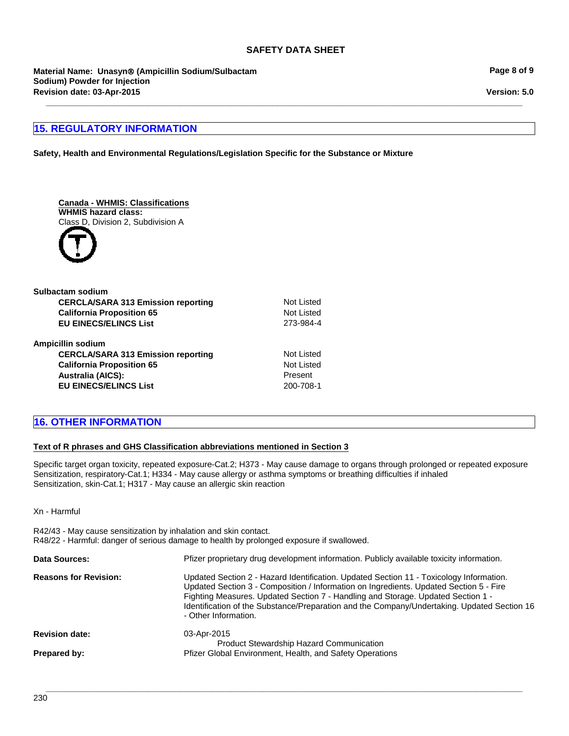## 15. REGULATORY INFORMATION

**Safety, Health and Environmental Regulations/Legislation Specific for the Substance or Mixture**

**Canada - WHMIS: Classifications**
**WHMIS hazard class:**
Class D, Division 2, Subdivision A

**Sulbactam sodium**

| | |
|---|---|
| **CERCLA/SARA 313 Emission reporting** | Not Listed |
| **California Proposition 65** | Not Listed |
| **EU EINECS/ELINCS List** | 273-984-4 |

**Ampicillin sodium**

| | |
|---|---|
| **CERCLA/SARA 313 Emission reporting** | Not Listed |
| **California Proposition 65** | Not Listed |
| **Australia (AICS):** | Present |
| **EU EINECS/ELINCS List** | 200-708-1 |

## 16. OTHER INFORMATION

**Text of R phrases and GHS Classification abbreviations mentioned in Section 3**

Specific target organ toxicity, repeated exposure-Cat.2; H373 - May cause damage to organs through prolonged or repeated exposure
Sensitization, respiratory-Cat.1; H334 - May cause allergy or asthma symptoms or breathing difficulties if inhaled
Sensitization, skin-Cat.1; H317 - May cause an allergic skin reaction

Xn - Harmful

R42/43 - May cause sensitization by inhalation and skin contact.
R48/22 - Harmful: danger of serious damage to health by prolonged exposure if swallowed.

**Data Sources:** Pfizer proprietary drug development information. Publicly available toxicity information.

**Reasons for Revision:** Updated Section 2 - Hazard Identification. Updated Section 11 - Toxicology Information. Updated Section 3 - Composition / Information on Ingredients. Updated Section 5 - Fire Fighting Measures. Updated Section 7 - Handling and Storage. Updated Section 1 - Identification of the Substance/Preparation and the Company/Undertaking. Updated Section 16 - Other Information.

**Revision date:** 03-Apr-2015

**Prepared by:** Product Stewardship Hazard Communication
Pfizer Global Environment, Health, and Safety Operations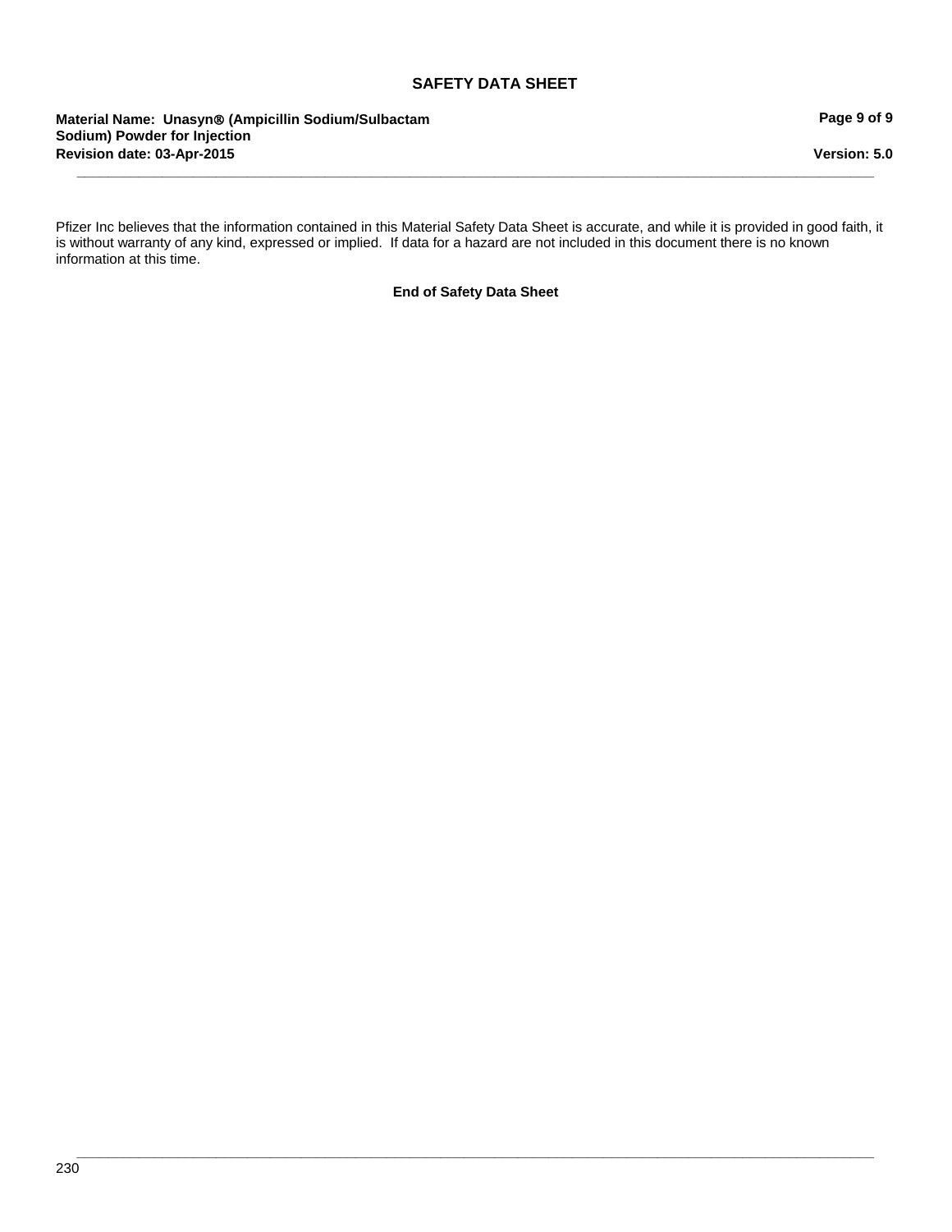Pfizer Inc believes that the information contained in this Material Safety Data Sheet is accurate, and while it is provided in good faith, it is without warranty of any kind, expressed or implied. If data for a hazard are not included in this document there is no known information at this time.

**End of Safety Data Sheet**